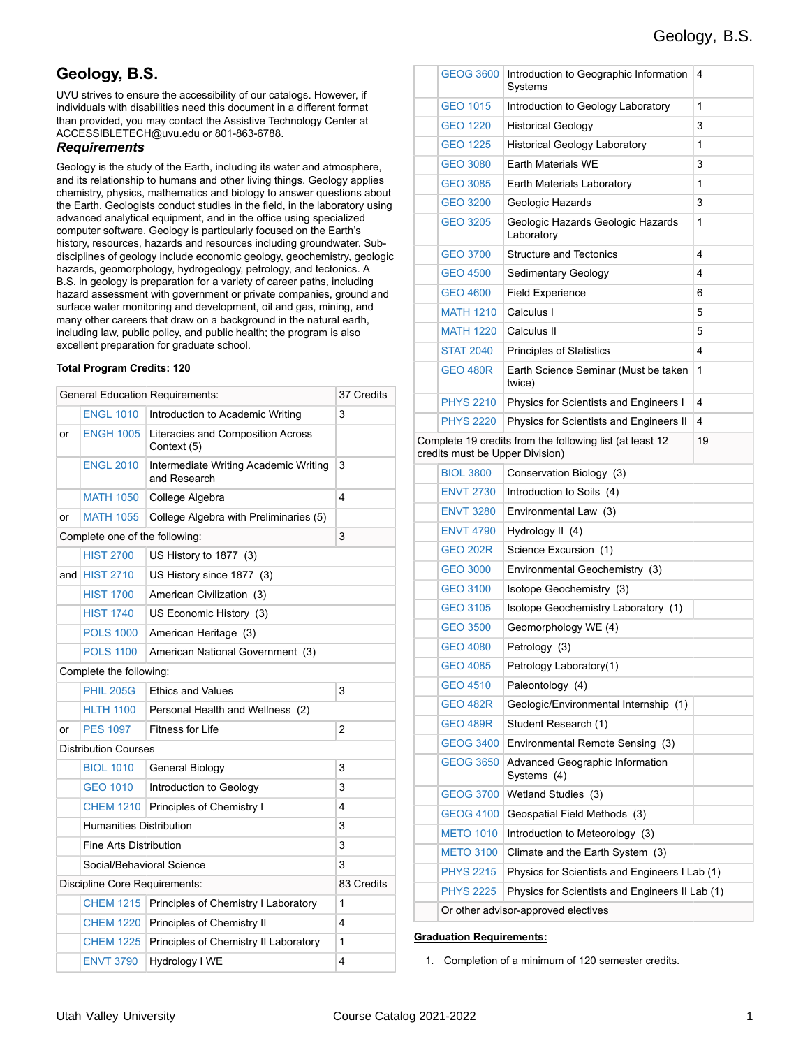# Geology, B.S.

UVU strives to ensure the accessibility of our catalogs. However, if individuals with disabilities need this document in a different format than provided, you may contact the Assistive Technology Center at ACCESSIBLETECH@uvu.edu or 801-863-6788.

### *Requirements*

Geology is the study of the Earth, including its water and atmosphere, and its relationship to humans and other living things. Geology applies chemistry, physics, mathematics and biology to answer questions about the Earth. Geologists conduct studies in the field, in the laboratory using advanced analytical equipment, and in the office using specialized computer software. Geology is particularly focused on the Earth's history, resources, hazards and resources including groundwater. Sub-disciplines of geology include economic geology, geochemistry, geologic hazards, geomorphology, hydrogeology, petrology, and tectonics. A B.S. in geology is preparation for a variety of career paths, including hazard assessment with government or private companies, ground and surface water monitoring and development, oil and gas, mining, and many other careers that draw on a background in the natural earth, including law, public policy, and public health; the program is also excellent preparation for graduate school.

**Total Program Credits: 120**

| | | | |
|---|---|---|---|
| General Education Requirements: | | | 37 Credits |
| | ENGL 1010 | Introduction to Academic Writing | 3 |
| or | ENGH 1005 | Literacies and Composition Across Context (5) | |
| | ENGL 2010 | Intermediate Writing Academic Writing and Research | 3 |
| | MATH 1050 | College Algebra | 4 |
| or | MATH 1055 | College Algebra with Preliminaries (5) | |
| Complete one of the following: | | | 3 |
| | HIST 2700 | US History to 1877 (3) | |
| and | HIST 2710 | US History since 1877 (3) | |
| | HIST 1700 | American Civilization (3) | |
| | HIST 1740 | US Economic History (3) | |
| | POLS 1000 | American Heritage (3) | |
| | POLS 1100 | American National Government (3) | |
| Complete the following: | | | |
| | PHIL 205G | Ethics and Values | 3 |
| | HLTH 1100 | Personal Health and Wellness (2) | |
| or | PES 1097 | Fitness for Life | 2 |
| Distribution Courses | | | |
| | BIOL 1010 | General Biology | 3 |
| | GEO 1010 | Introduction to Geology | 3 |
| | CHEM 1210 | Principles of Chemistry I | 4 |
| | | Humanities Distribution | 3 |
| | | Fine Arts Distribution | 3 |
| | | Social/Behavioral Science | 3 |
| Discipline Core Requirements: | | | 83 Credits |
| | CHEM 1215 | Principles of Chemistry I Laboratory | 1 |
| | CHEM 1220 | Principles of Chemistry II | 4 |
| | CHEM 1225 | Principles of Chemistry II Laboratory | 1 |
| | ENVT 3790 | Hydrology I WE | 4 |
| | GEOG 3600 | Introduction to Geographic Information Systems | 4 |
| | GEO 1015 | Introduction to Geology Laboratory | 1 |
| | GEO 1220 | Historical Geology | 3 |
| | GEO 1225 | Historical Geology Laboratory | 1 |
| | GEO 3080 | Earth Materials WE | 3 |
| | GEO 3085 | Earth Materials Laboratory | 1 |
| | GEO 3200 | Geologic Hazards | 3 |
| | GEO 3205 | Geologic Hazards Geologic Hazards Laboratory | 1 |
| | GEO 3700 | Structure and Tectonics | 4 |
| | GEO 4500 | Sedimentary Geology | 4 |
| | GEO 4600 | Field Experience | 6 |
| | MATH 1210 | Calculus I | 5 |
| | MATH 1220 | Calculus II | 5 |
| | STAT 2040 | Principles of Statistics | 4 |
| | GEO 480R | Earth Science Seminar (Must be taken twice) | 1 |
| | PHYS 2210 | Physics for Scientists and Engineers I | 4 |
| | PHYS 2220 | Physics for Scientists and Engineers II | 4 |
| Complete 19 credits from the following list (at least 12 credits must be Upper Division) | | | 19 |
| | BIOL 3800 | Conservation Biology (3) | |
| | ENVT 2730 | Introduction to Soils (4) | |
| | ENVT 3280 | Environmental Law (3) | |
| | ENVT 4790 | Hydrology II (4) | |
| | GEO 202R | Science Excursion (1) | |
| | GEO 3000 | Environmental Geochemistry (3) | |
| | GEO 3100 | Isotope Geochemistry (3) | |
| | GEO 3105 | Isotope Geochemistry Laboratory (1) | |
| | GEO 3500 | Geomorphology WE (4) | |
| | GEO 4080 | Petrology (3) | |
| | GEO 4085 | Petrology Laboratory(1) | |
| | GEO 4510 | Paleontology (4) | |
| | GEO 482R | Geologic/Environmental Internship (1) | |
| | GEO 489R | Student Research (1) | |
| | GEOG 3400 | Environmental Remote Sensing (3) | |
| | GEOG 3650 | Advanced Geographic Information Systems (4) | |
| | GEOG 3700 | Wetland Studies (3) | |
| | GEOG 4100 | Geospatial Field Methods (3) | |
| | METO 1010 | Introduction to Meteorology (3) | |
| | METO 3100 | Climate and the Earth System (3) | |
| | PHYS 2215 | Physics for Scientists and Engineers I Lab (1) | |
| | PHYS 2225 | Physics for Scientists and Engineers II Lab (1) | |
| | | Or other advisor-approved electives | |

**Graduation Requirements:**

1. Completion of a minimum of 120 semester credits.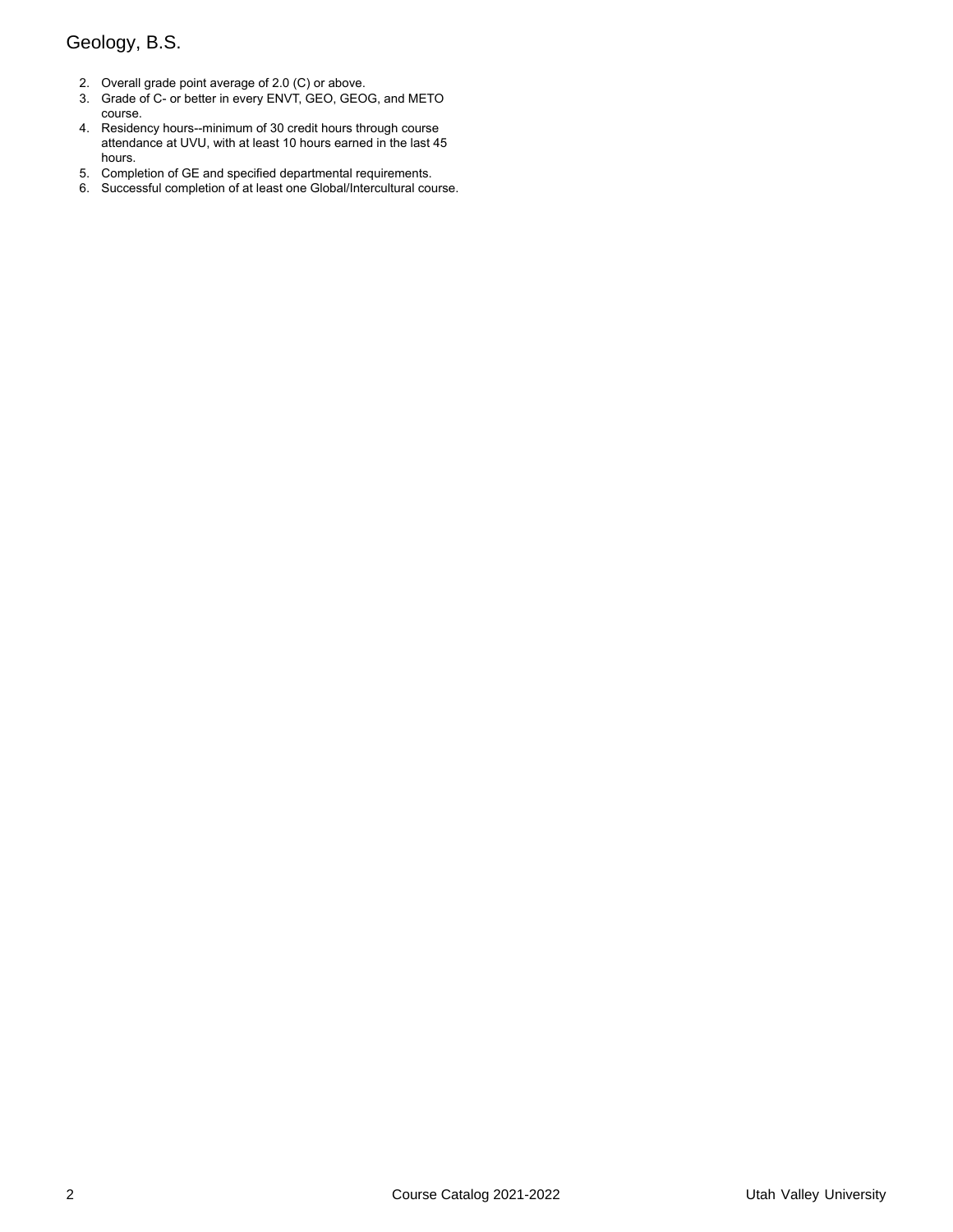2. Overall grade point average of 2.0 (C) or above.
3. Grade of C- or better in every ENVT, GEO, GEOG, and METO course.
4. Residency hours--minimum of 30 credit hours through course attendance at UVU, with at least 10 hours earned in the last 45 hours.
5. Completion of GE and specified departmental requirements.
6. Successful completion of at least one Global/Intercultural course.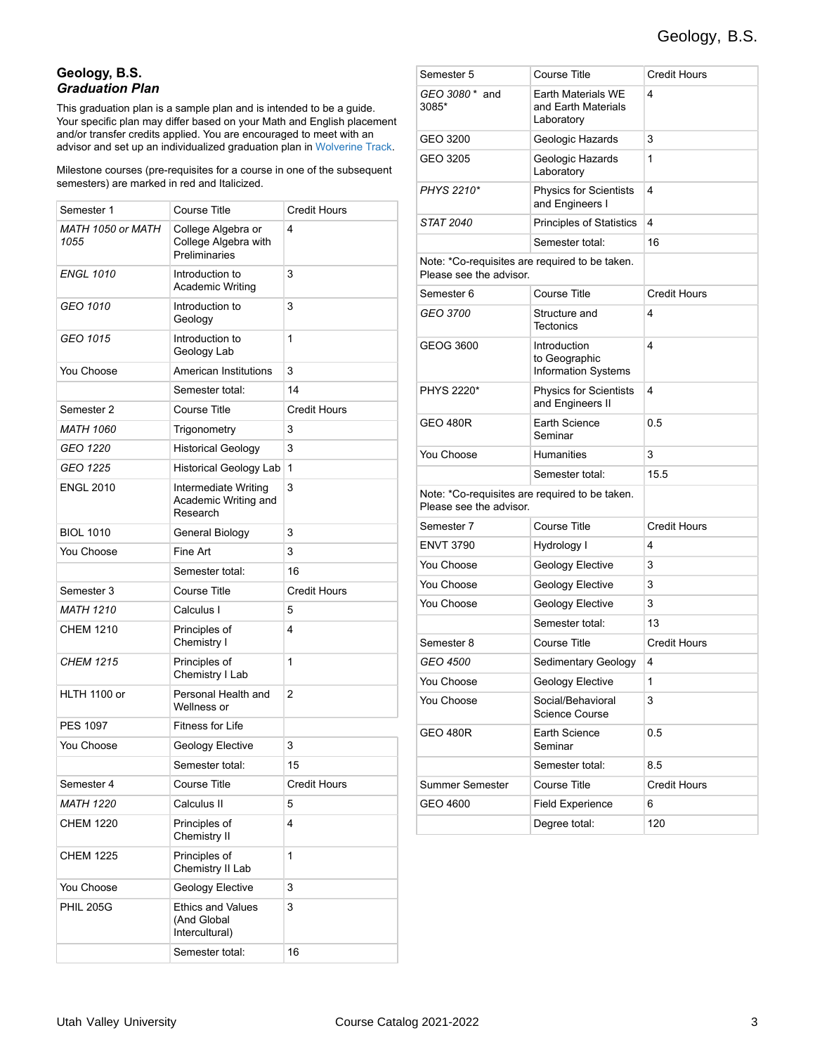## Geology, B.S.
### *Graduation Plan*

This graduation plan is a sample plan and is intended to be a guide. Your specific plan may differ based on your Math and English placement and/or transfer credits applied. You are encouraged to meet with an advisor and set up an individualized graduation plan in Wolverine Track.

Milestone courses (pre-requisites for a course in one of the subsequent semesters) are marked in red and Italicized.

| Semester 1 | Course Title | Credit Hours |
|---|---|---|
| *MATH 1050 or MATH 1055* | College Algebra or College Algebra with Preliminaries | 4 |
| *ENGL 1010* | Introduction to Academic Writing | 3 |
| *GEO 1010* | Introduction to Geology | 3 |
| *GEO 1015* | Introduction to Geology Lab | 1 |
| You Choose | American Institutions | 3 |
| | Semester total: | 14 |
| Semester 2 | Course Title | Credit Hours |
| *MATH 1060* | Trigonometry | 3 |
| *GEO 1220* | Historical Geology | 3 |
| *GEO 1225* | Historical Geology Lab | 1 |
| ENGL 2010 | Intermediate Writing Academic Writing and Research | 3 |
| BIOL 1010 | General Biology | 3 |
| You Choose | Fine Art | 3 |
| | Semester total: | 16 |
| Semester 3 | Course Title | Credit Hours |
| *MATH 1210* | Calculus I | 5 |
| CHEM 1210 | Principles of Chemistry I | 4 |
| *CHEM 1215* | Principles of Chemistry I Lab | 1 |
| HLTH 1100 or | Personal Health and Wellness or | 2 |
| PES 1097 | Fitness for Life | |
| You Choose | Geology Elective | 3 |
| | Semester total: | 15 |
| Semester 4 | Course Title | Credit Hours |
| *MATH 1220* | Calculus II | 5 |
| CHEM 1220 | Principles of Chemistry II | 4 |
| CHEM 1225 | Principles of Chemistry II Lab | 1 |
| You Choose | Geology Elective | 3 |
| PHIL 205G | Ethics and Values (And Global Intercultural) | 3 |
| | Semester total: | 16 |
| Semester 5 | Course Title | Credit Hours |
| *GEO 3080* * and 3085* | Earth Materials WE and Earth Materials Laboratory | 4 |
| GEO 3200 | Geologic Hazards | 3 |
| GEO 3205 | Geologic Hazards Laboratory | 1 |
| *PHYS 2210** | Physics for Scientists and Engineers I | 4 |
| *STAT 2040* | Principles of Statistics | 4 |
| | Semester total: | 16 |
| Note: *Co-requisites are required to be taken. Please see the advisor. | | |
| Semester 6 | Course Title | Credit Hours |
| *GEO 3700* | Structure and Tectonics | 4 |
| GEOG 3600 | Introduction to Geographic Information Systems | 4 |
| PHYS 2220* | Physics for Scientists and Engineers II | 4 |
| GEO 480R | Earth Science Seminar | 0.5 |
| You Choose | Humanities | 3 |
| | Semester total: | 15.5 |
| Note: *Co-requisites are required to be taken. Please see the advisor. | | |
| Semester 7 | Course Title | Credit Hours |
| ENVT 3790 | Hydrology I | 4 |
| You Choose | Geology Elective | 3 |
| You Choose | Geology Elective | 3 |
| You Choose | Geology Elective | 3 |
| | Semester total: | 13 |
| Semester 8 | Course Title | Credit Hours |
| *GEO 4500* | Sedimentary Geology | 4 |
| You Choose | Geology Elective | 1 |
| You Choose | Social/Behavioral Science Course | 3 |
| GEO 480R | Earth Science Seminar | 0.5 |
| | Semester total: | 8.5 |
| Summer Semester | Course Title | Credit Hours |
| GEO 4600 | Field Experience | 6 |
| | Degree total: | 120 |